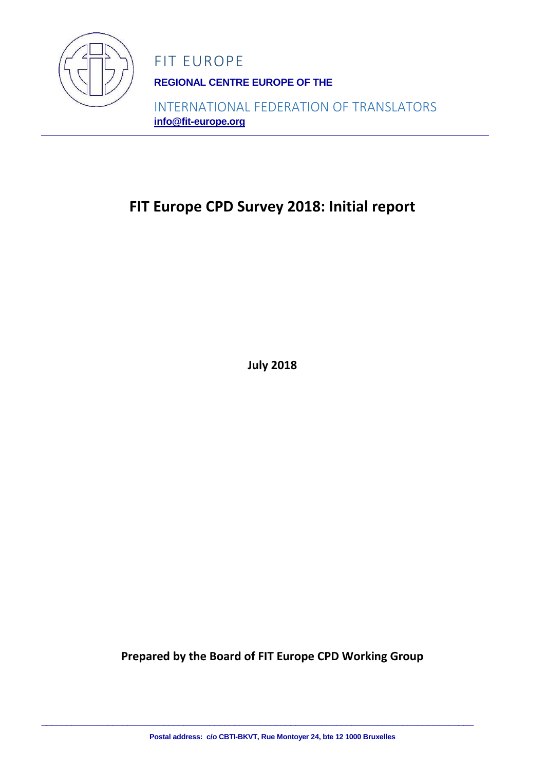FIT EUROPE

**REGIONAL CENTRE EUROPE OF THE**

INTERNATIONAL FEDERATION OF TRANSLATORS

**info@fit-europe.org**

# FIT Europe CPD Survey 2018: Initial report

**July 2018**

**Prepared by the Board of FIT Europe CPD Working Group**

**Postal address: c/o CBTI-BKVT, Rue Montoyer 24, bte 12 1000 Bruxelles**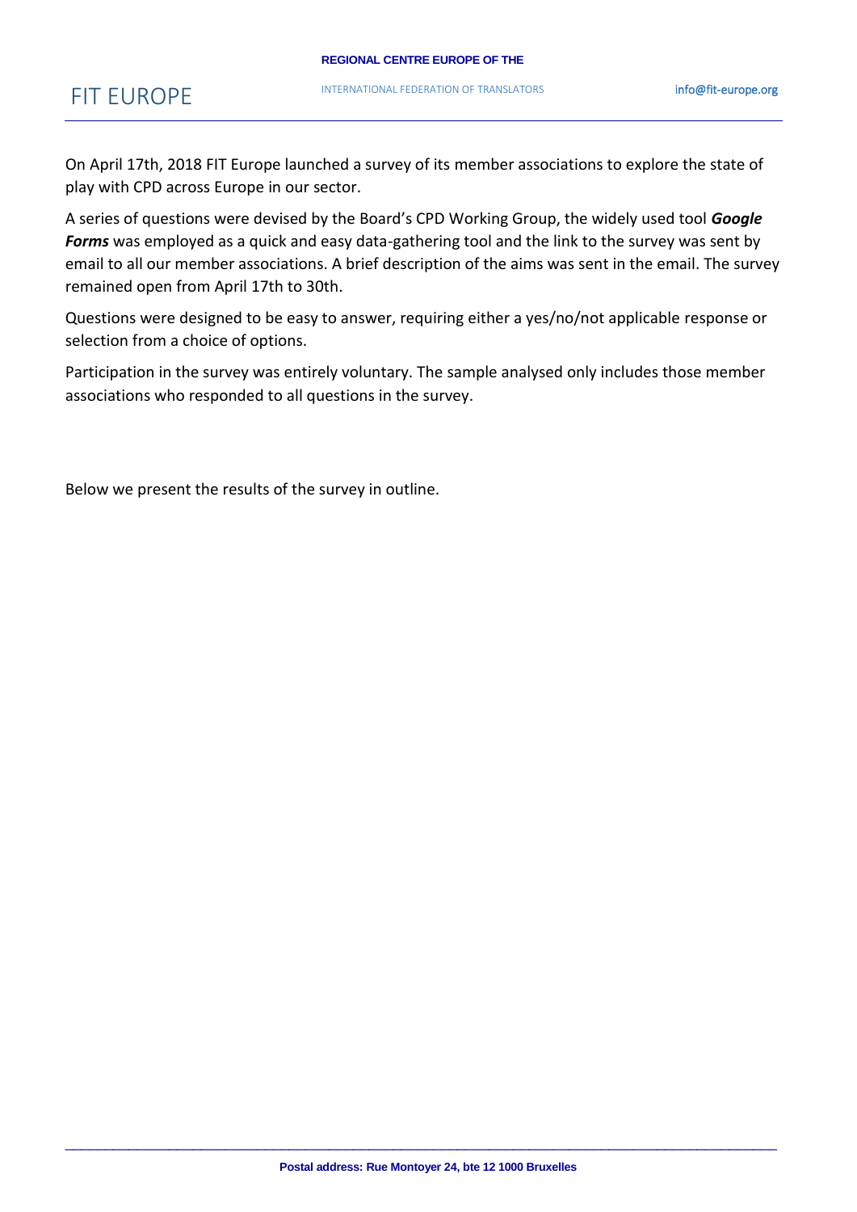On April 17th, 2018 FIT Europe launched a survey of its member associations to explore the state of play with CPD across Europe in our sector.

A series of questions were devised by the Board's CPD Working Group, the widely used tool ***Google Forms*** was employed as a quick and easy data-gathering tool and the link to the survey was sent by email to all our member associations. A brief description of the aims was sent in the email. The survey remained open from April 17th to 30th.

Questions were designed to be easy to answer, requiring either a yes/no/not applicable response or selection from a choice of options.

Participation in the survey was entirely voluntary. The sample analysed only includes those member associations who responded to all questions in the survey.

Below we present the results of the survey in outline.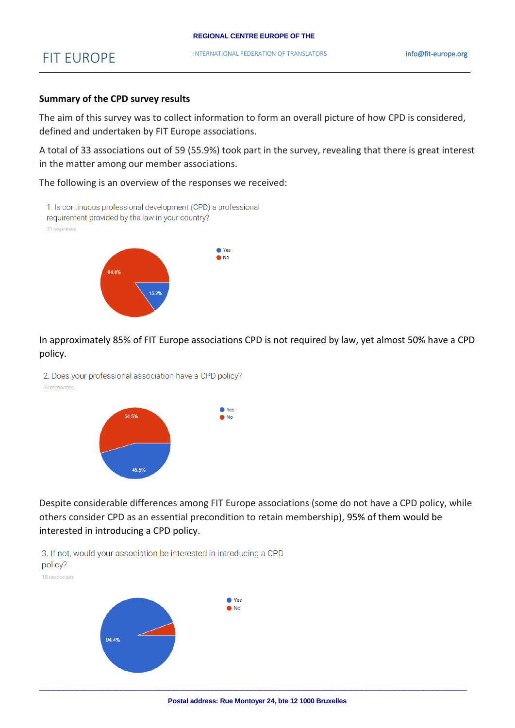## Summary of the CPD survey results

The aim of this survey was to collect information to form an overall picture of how CPD is considered, defined and undertaken by FIT Europe associations.

A total of 33 associations out of 59 (55.9%) took part in the survey, revealing that there is great interest in the matter among our member associations.

The following is an overview of the responses we received:

1. Is continuous professional development (CPD) a professional requirement provided by the law in your country?

33 responses

- Yes: 15.2%
- No: 84.8%

In approximately 85% of FIT Europe associations CPD is not required by law, yet almost 50% have a CPD policy.

2. Does your professional association have a CPD policy?

33 responses

- Yes: 45.5%
- No: 54.5%

Despite considerable differences among FIT Europe associations (some do not have a CPD policy, while others consider CPD as an essential precondition to retain membership), 95% of them would be interested in introducing a CPD policy.

3. If not, would your association be interested in introducing a CPD policy?

18 responses

- Yes: 94.4%
- No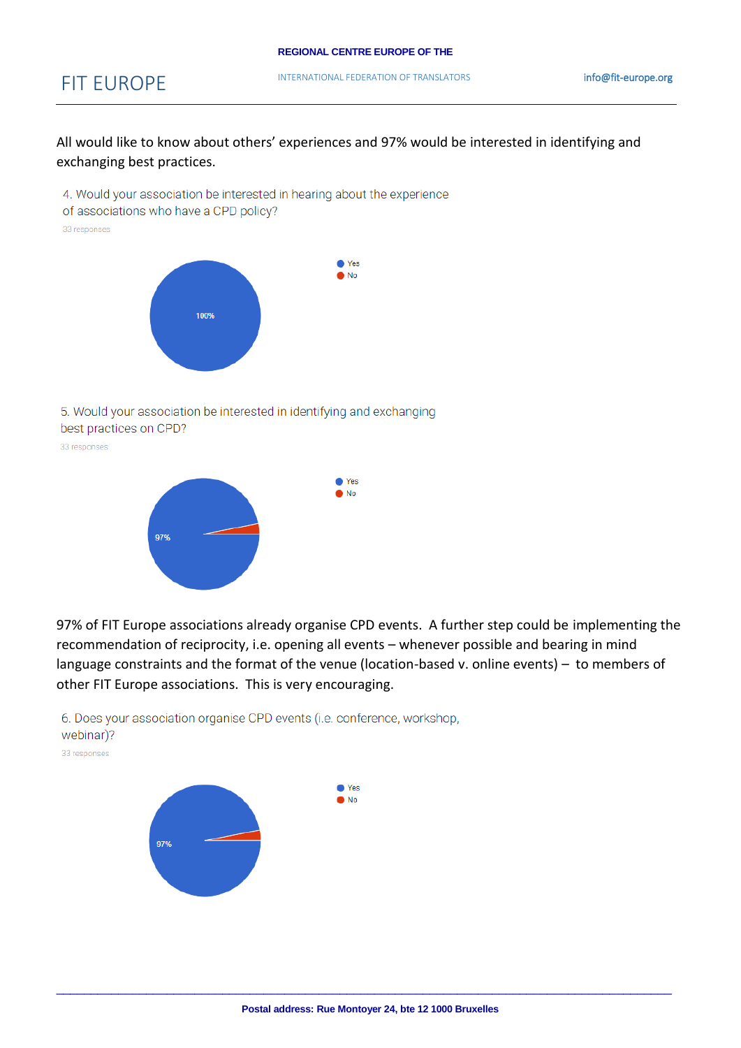All would like to know about others' experiences and 97% would be interested in identifying and exchanging best practices.

4. Would your association be interested in hearing about the experience of associations who have a CPD policy?

33 responses

- Yes
- No

100%

5. Would your association be interested in identifying and exchanging best practices on CPD?

33 responses

- Yes
- No

97%

97% of FIT Europe associations already organise CPD events. A further step could be implementing the recommendation of reciprocity, i.e. opening all events – whenever possible and bearing in mind language constraints and the format of the venue (location-based v. online events) – to members of other FIT Europe associations. This is very encouraging.

6. Does your association organise CPD events (i.e. conference, workshop, webinar)?

33 responses

- Yes
- No

97%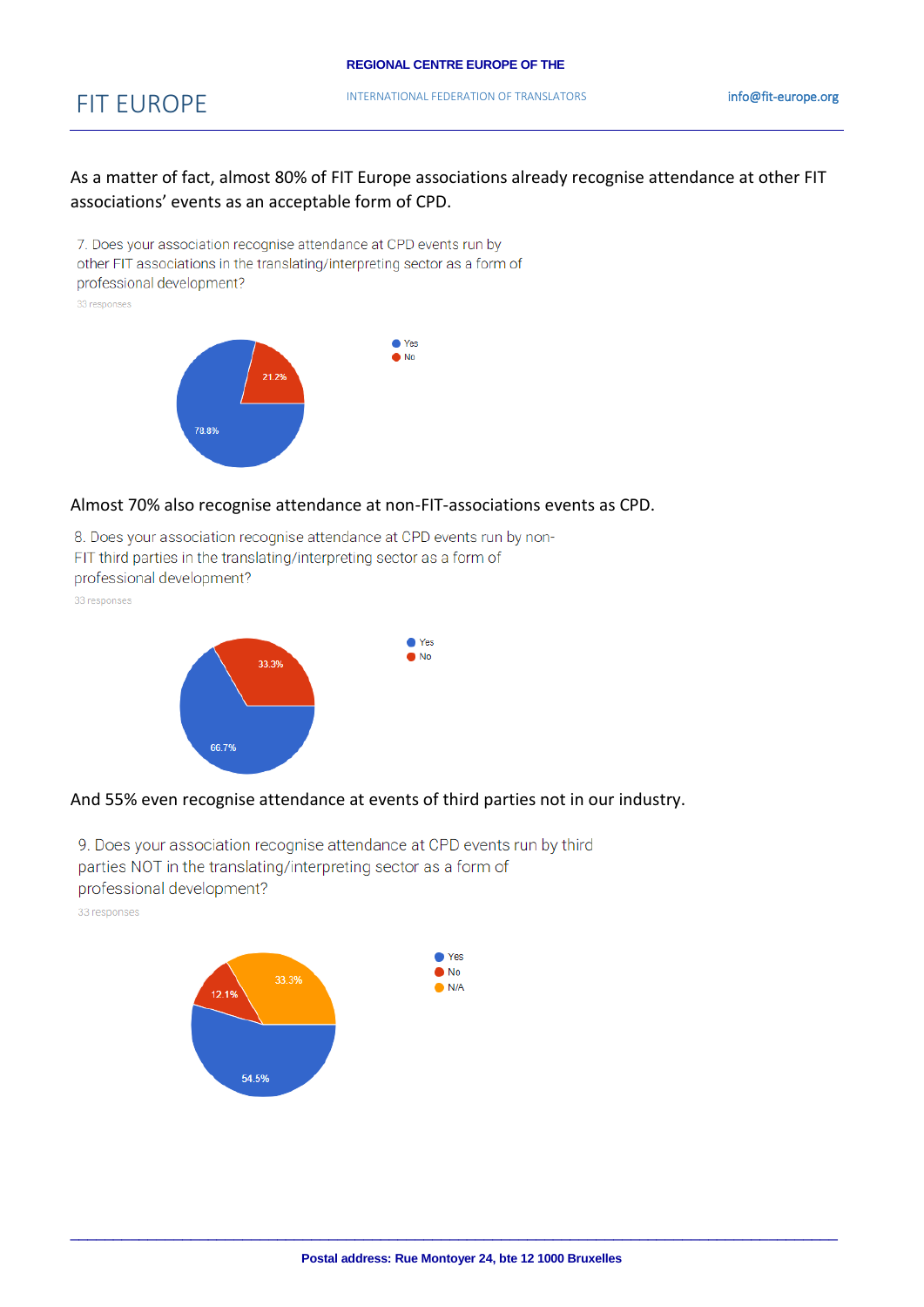As a matter of fact, almost 80% of FIT Europe associations already recognise attendance at other FIT associations' events as an acceptable form of CPD.

7. Does your association recognise attendance at CPD events run by other FIT associations in the translating/interpreting sector as a form of professional development?

33 responses

- Yes: 78.8%
- No: 21.2%

Almost 70% also recognise attendance at non-FIT-associations events as CPD.

8. Does your association recognise attendance at CPD events run by non-FIT third parties in the translating/interpreting sector as a form of professional development?

33 responses

- Yes: 66.7%
- No: 33.3%

And 55% even recognise attendance at events of third parties not in our industry.

9. Does your association recognise attendance at CPD events run by third parties NOT in the translating/interpreting sector as a form of professional development?

33 responses

- Yes: 54.5%
- No: 12.1%
- N/A: 33.3%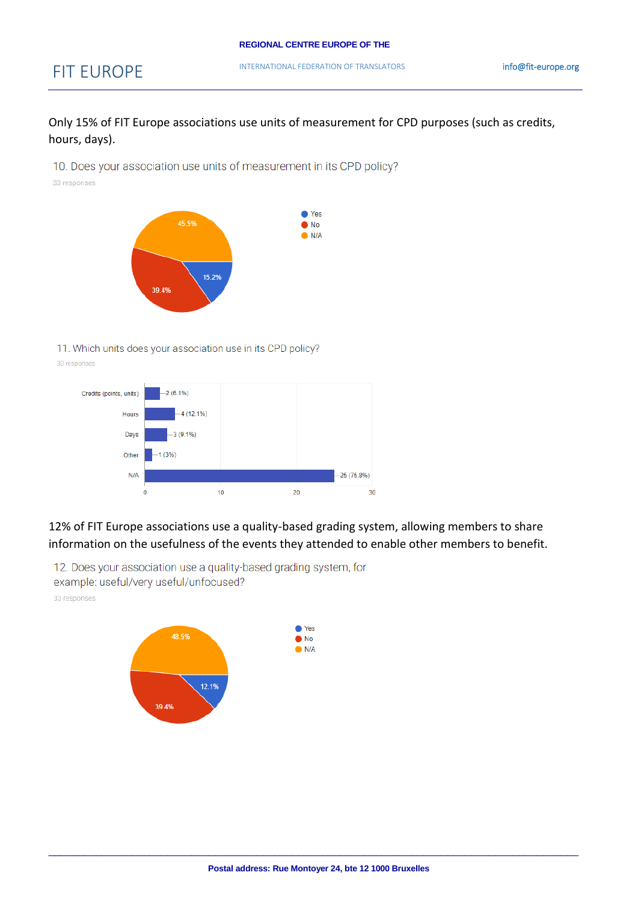Only 15% of FIT Europe associations use units of measurement for CPD purposes (such as credits, hours, days).

10. Does your association use units of measurement in its CPD policy?

33 responses

| Answer | Percentage |
|---|---|
| Yes | 15.2% |
| No | 39.4% |
| N/A | 45.5% |

11. Which units does your association use in its CPD policy?

33 responses

| Unit | Responses |
|---|---|
| Credits (points, units) | 2 (6.1%) |
| Hours | 4 (12.1%) |
| Days | 3 (9.1%) |
| Other | 1 (3%) |
| N/A | 25 (75.8%) |

12% of FIT Europe associations use a quality-based grading system, allowing members to share information on the usefulness of the events they attended to enable other members to benefit.

12. Does your association use a quality-based grading system, for example: useful/very useful/unfocused?

33 responses

| Answer | Percentage |
|---|---|
| Yes | 12.1% |
| No | 39.4% |
| N/A | 48.5% |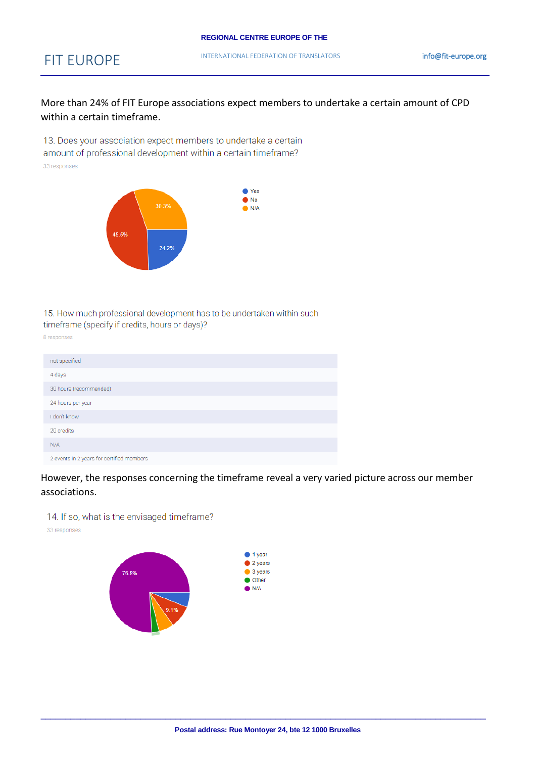More than 24% of FIT Europe associations expect members to undertake a certain amount of CPD within a certain timeframe.

13. Does your association expect members to undertake a certain amount of professional development within a certain timeframe?

33 responses

- Yes: 24.2%
- No: 45.5%
- N/A: 30.3%

15. How much professional development has to be undertaken within such timeframe (specify if credits, hours or days)?

8 responses

| |
|---|
| not specified |
| 4 days |
| 30 hours (recommended) |
| 24 hours per year |
| I don't know |
| 20 credits |
| N/A |
| 2 events in 2 years for certified members |

However, the responses concerning the timeframe reveal a very varied picture across our member associations.

14. If so, what is the envisaged timeframe?

33 responses

- 1 year
- 2 years: 9.1%
- 3 years
- Other
- N/A: 75.8%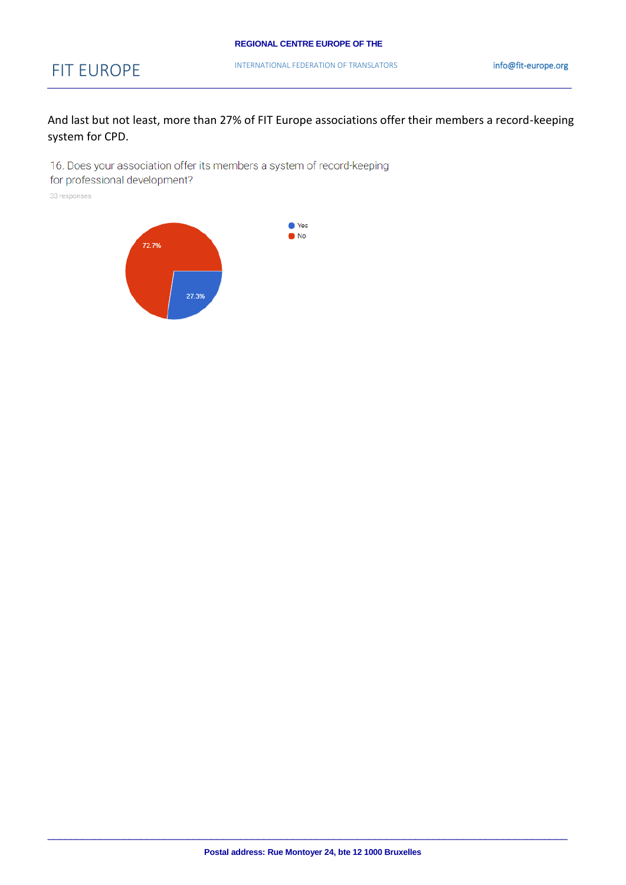And last but not least, more than 27% of FIT Europe associations offer their members a record-keeping system for CPD.

16. Does your association offer its members a system of record-keeping for professional development?

33 responses

- Yes: 27.3%
- No: 72.7%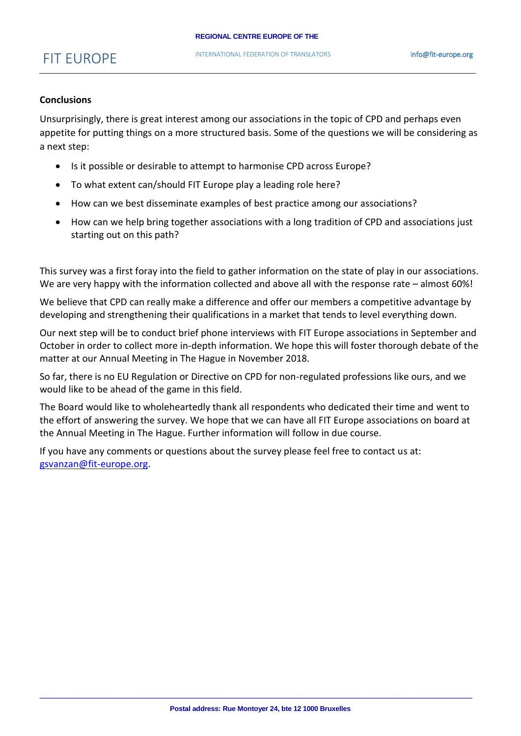**Conclusions**

Unsurprisingly, there is great interest among our associations in the topic of CPD and perhaps even appetite for putting things on a more structured basis. Some of the questions we will be considering as a next step:

- Is it possible or desirable to attempt to harmonise CPD across Europe?
- To what extent can/should FIT Europe play a leading role here?
- How can we best disseminate examples of best practice among our associations?
- How can we help bring together associations with a long tradition of CPD and associations just starting out on this path?

This survey was a first foray into the field to gather information on the state of play in our associations. We are very happy with the information collected and above all with the response rate – almost 60%!

We believe that CPD can really make a difference and offer our members a competitive advantage by developing and strengthening their qualifications in a market that tends to level everything down.

Our next step will be to conduct brief phone interviews with FIT Europe associations in September and October in order to collect more in-depth information. We hope this will foster thorough debate of the matter at our Annual Meeting in The Hague in November 2018.

So far, there is no EU Regulation or Directive on CPD for non-regulated professions like ours, and we would like to be ahead of the game in this field.

The Board would like to wholeheartedly thank all respondents who dedicated their time and went to the effort of answering the survey. We hope that we can have all FIT Europe associations on board at the Annual Meeting in The Hague. Further information will follow in due course.

If you have any comments or questions about the survey please feel free to contact us at: gsvanzan@fit-europe.org.